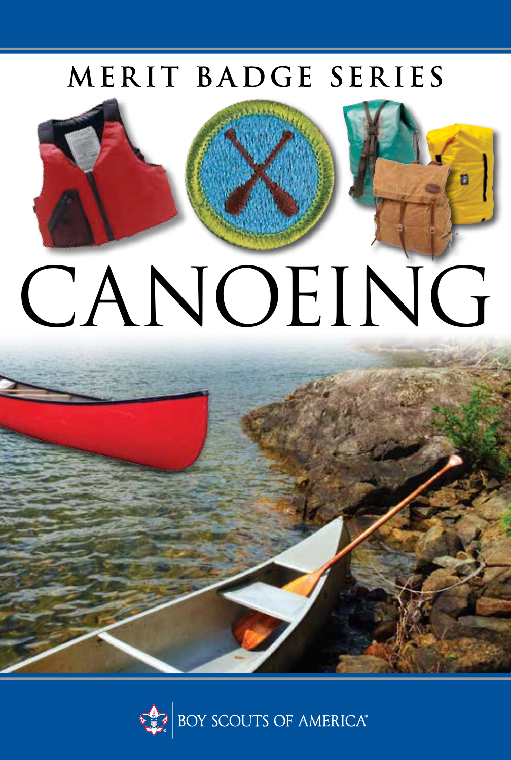MERIT BADGE SERIES

# CANOEING

BOY SCOUTS OF AMERICA®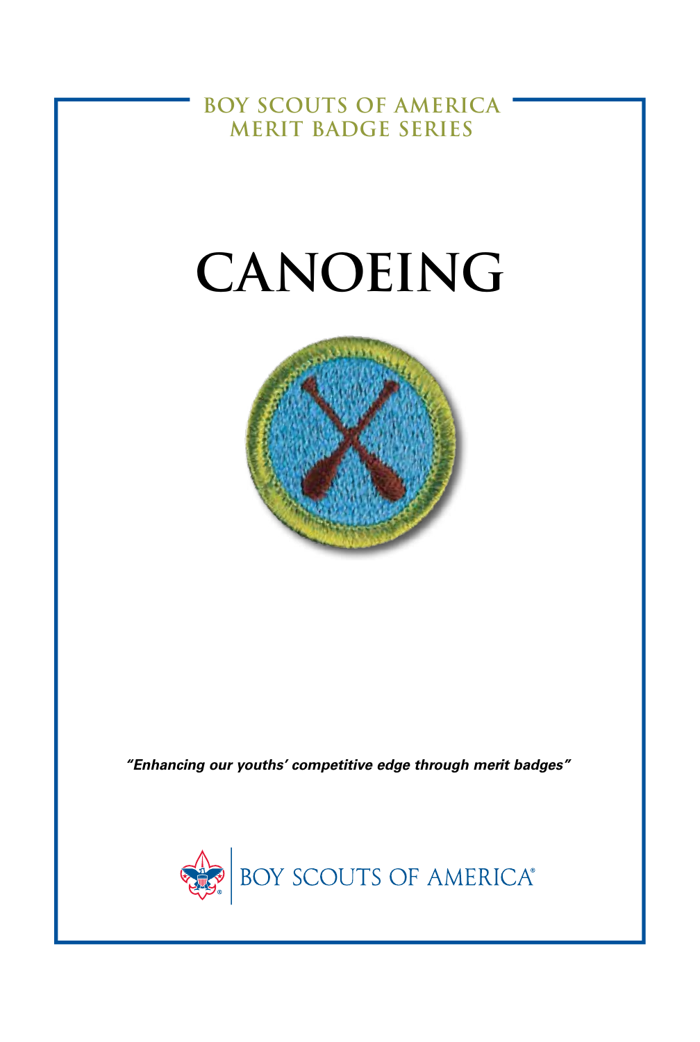BOY SCOUTS OF AMERICA
MERIT BADGE SERIES

# CANOEING

*"Enhancing our youths' competitive edge through merit badges"*

BOY SCOUTS OF AMERICA®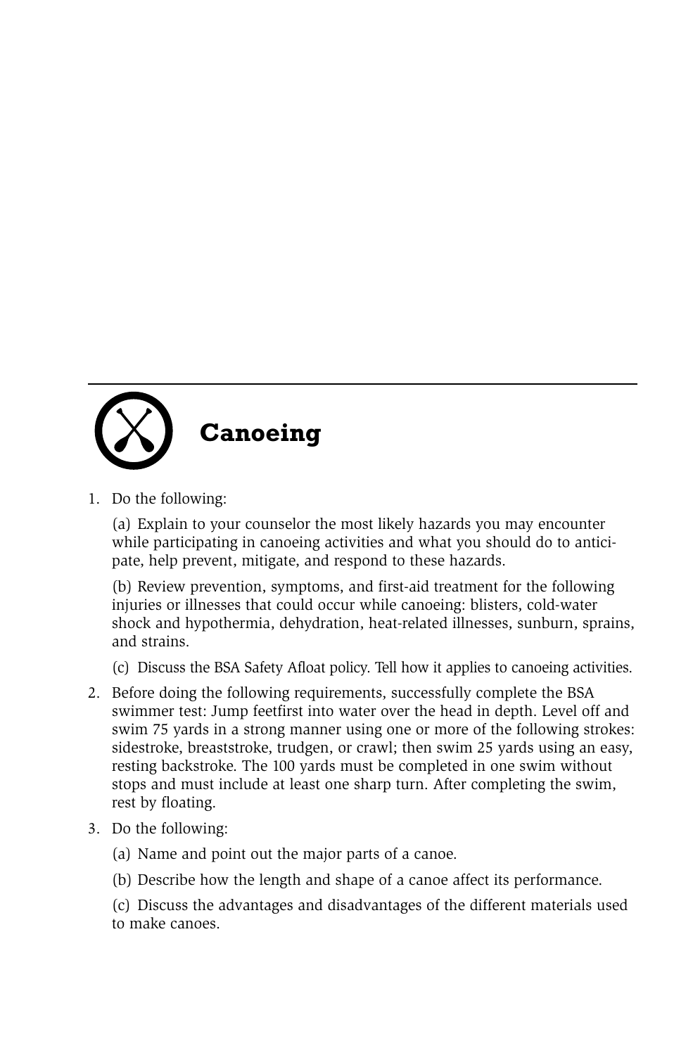# Canoeing

1. Do the following:

   (a) Explain to your counselor the most likely hazards you may encounter while participating in canoeing activities and what you should do to anticipate, help prevent, mitigate, and respond to these hazards.

   (b) Review prevention, symptoms, and first-aid treatment for the following injuries or illnesses that could occur while canoeing: blisters, cold-water shock and hypothermia, dehydration, heat-related illnesses, sunburn, sprains, and strains.

   (c) Discuss the BSA Safety Afloat policy. Tell how it applies to canoeing activities.

2. Before doing the following requirements, successfully complete the BSA swimmer test: Jump feetfirst into water over the head in depth. Level off and swim 75 yards in a strong manner using one or more of the following strokes: sidestroke, breaststroke, trudgen, or crawl; then swim 25 yards using an easy, resting backstroke. The 100 yards must be completed in one swim without stops and must include at least one sharp turn. After completing the swim, rest by floating.

3. Do the following:

   (a) Name and point out the major parts of a canoe.

   (b) Describe how the length and shape of a canoe affect its performance.

   (c) Discuss the advantages and disadvantages of the different materials used to make canoes.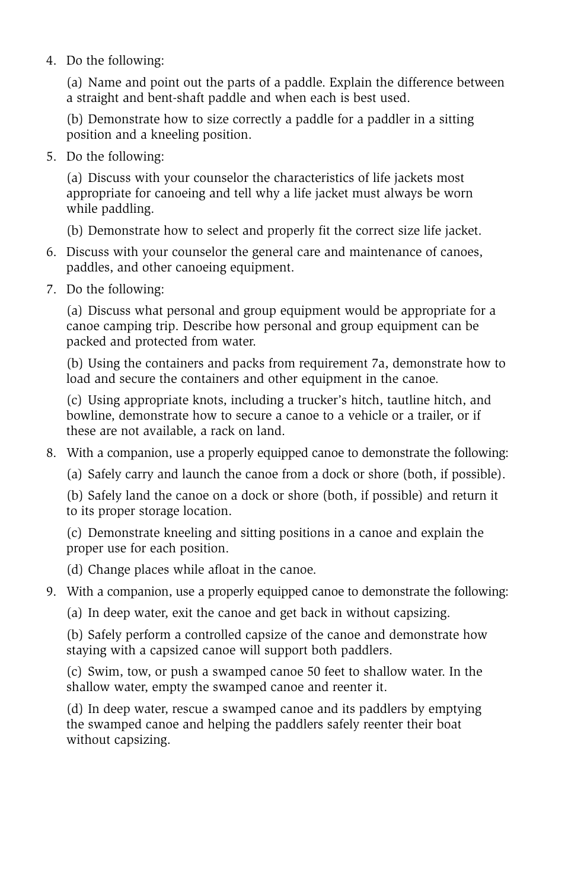4. Do the following:

   (a) Name and point out the parts of a paddle. Explain the difference between a straight and bent-shaft paddle and when each is best used.

   (b) Demonstrate how to size correctly a paddle for a paddler in a sitting position and a kneeling position.

5. Do the following:

   (a) Discuss with your counselor the characteristics of life jackets most appropriate for canoeing and tell why a life jacket must always be worn while paddling.

   (b) Demonstrate how to select and properly fit the correct size life jacket.

6. Discuss with your counselor the general care and maintenance of canoes, paddles, and other canoeing equipment.

7. Do the following:

   (a) Discuss what personal and group equipment would be appropriate for a canoe camping trip. Describe how personal and group equipment can be packed and protected from water.

   (b) Using the containers and packs from requirement 7a, demonstrate how to load and secure the containers and other equipment in the canoe.

   (c) Using appropriate knots, including a trucker's hitch, tautline hitch, and bowline, demonstrate how to secure a canoe to a vehicle or a trailer, or if these are not available, a rack on land.

8. With a companion, use a properly equipped canoe to demonstrate the following:

   (a) Safely carry and launch the canoe from a dock or shore (both, if possible).

   (b) Safely land the canoe on a dock or shore (both, if possible) and return it to its proper storage location.

   (c) Demonstrate kneeling and sitting positions in a canoe and explain the proper use for each position.

   (d) Change places while afloat in the canoe.

9. With a companion, use a properly equipped canoe to demonstrate the following:

   (a) In deep water, exit the canoe and get back in without capsizing.

   (b) Safely perform a controlled capsize of the canoe and demonstrate how staying with a capsized canoe will support both paddlers.

   (c) Swim, tow, or push a swamped canoe 50 feet to shallow water. In the shallow water, empty the swamped canoe and reenter it.

   (d) In deep water, rescue a swamped canoe and its paddlers by emptying the swamped canoe and helping the paddlers safely reenter their boat without capsizing.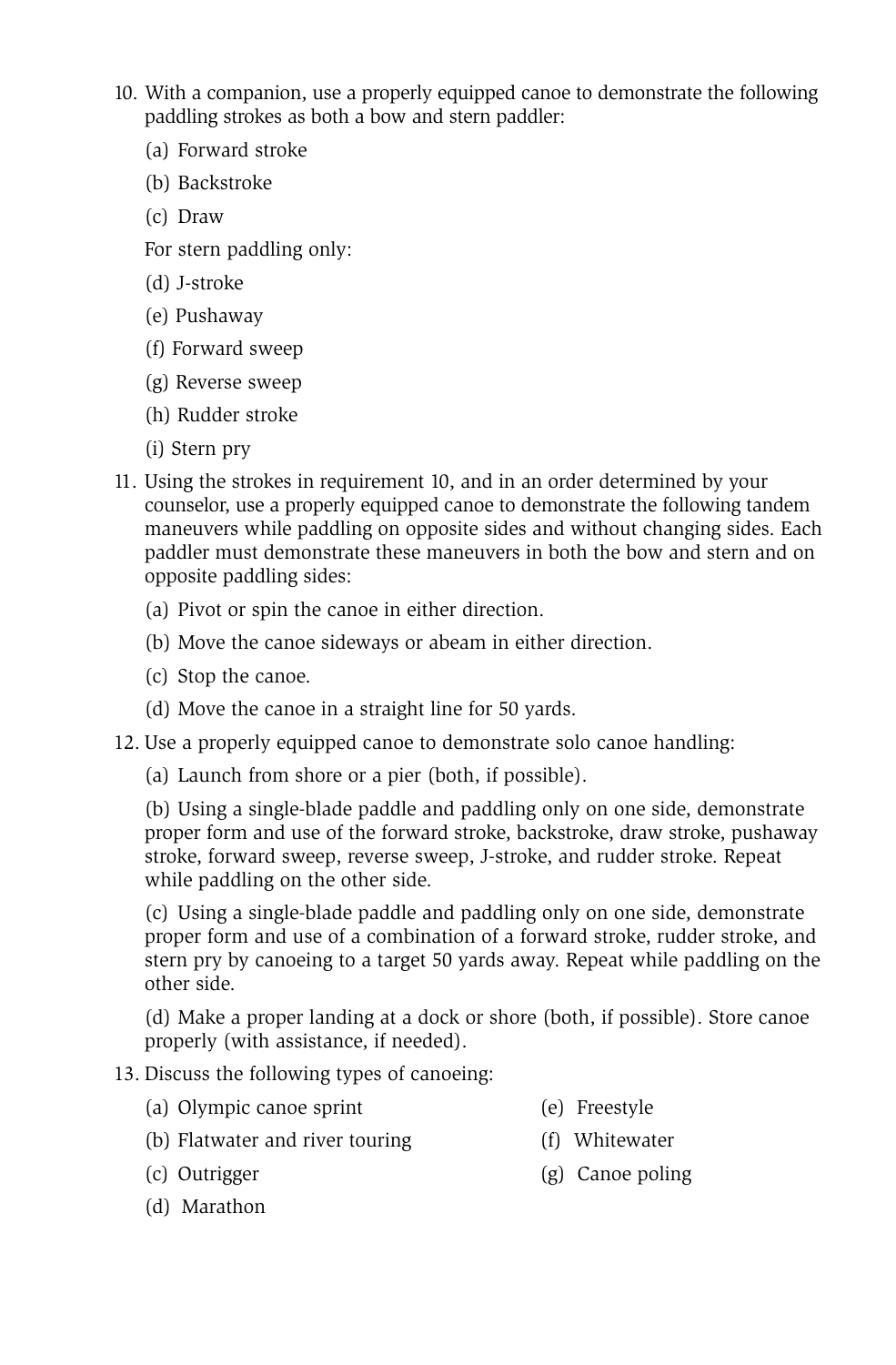10. With a companion, use a properly equipped canoe to demonstrate the following paddling strokes as both a bow and stern paddler:

    (a) Forward stroke

    (b) Backstroke

    (c) Draw

    For stern paddling only:

    (d) J-stroke

    (e) Pushaway

    (f) Forward sweep

    (g) Reverse sweep

    (h) Rudder stroke

    (i) Stern pry

11. Using the strokes in requirement 10, and in an order determined by your counselor, use a properly equipped canoe to demonstrate the following tandem maneuvers while paddling on opposite sides and without changing sides. Each paddler must demonstrate these maneuvers in both the bow and stern and on opposite paddling sides:

    (a) Pivot or spin the canoe in either direction.

    (b) Move the canoe sideways or abeam in either direction.

    (c) Stop the canoe.

    (d) Move the canoe in a straight line for 50 yards.

12. Use a properly equipped canoe to demonstrate solo canoe handling:

    (a) Launch from shore or a pier (both, if possible).

    (b) Using a single-blade paddle and paddling only on one side, demonstrate proper form and use of the forward stroke, backstroke, draw stroke, pushaway stroke, forward sweep, reverse sweep, J-stroke, and rudder stroke. Repeat while paddling on the other side.

    (c) Using a single-blade paddle and paddling only on one side, demonstrate proper form and use of a combination of a forward stroke, rudder stroke, and stern pry by canoeing to a target 50 yards away. Repeat while paddling on the other side.

    (d) Make a proper landing at a dock or shore (both, if possible). Store canoe properly (with assistance, if needed).

13. Discuss the following types of canoeing:

    (a) Olympic canoe sprint

    (b) Flatwater and river touring

    (c) Outrigger

    (d) Marathon

    (e) Freestyle

    (f) Whitewater

    (g) Canoe poling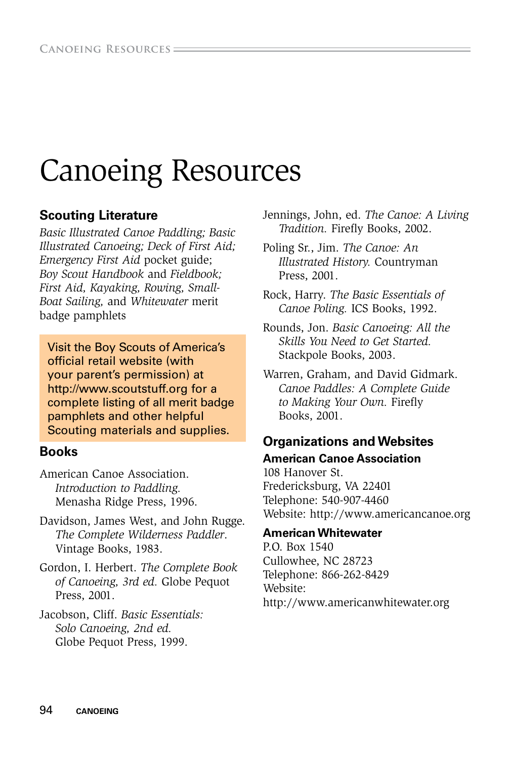# Canoeing Resources

## Scouting Literature

*Basic Illustrated Canoe Paddling; Basic Illustrated Canoeing; Deck of First Aid; Emergency First Aid* pocket guide; *Boy Scout Handbook* and *Fieldbook; First Aid, Kayaking, Rowing, Small-Boat Sailing,* and *Whitewater* merit badge pamphlets

Visit the Boy Scouts of America's official retail website (with your parent's permission) at http://www.scoutstuff.org for a complete listing of all merit badge pamphlets and other helpful Scouting materials and supplies.

## Books

American Canoe Association. *Introduction to Paddling.* Menasha Ridge Press, 1996.

Davidson, James West, and John Rugge. *The Complete Wilderness Paddler*. Vintage Books, 1983.

Gordon, I. Herbert. *The Complete Book of Canoeing, 3rd ed.* Globe Pequot Press, 2001.

Jacobson, Cliff. *Basic Essentials: Solo Canoeing, 2nd ed.* Globe Pequot Press, 1999.

Jennings, John, ed. *The Canoe: A Living Tradition.* Firefly Books, 2002.

Poling Sr., Jim. *The Canoe: An Illustrated History.* Countryman Press, 2001.

Rock, Harry. *The Basic Essentials of Canoe Poling.* ICS Books, 1992.

Rounds, Jon. *Basic Canoeing: All the Skills You Need to Get Started.* Stackpole Books, 2003.

Warren, Graham, and David Gidmark. *Canoe Paddles: A Complete Guide to Making Your Own.* Firefly Books, 2001.

## Organizations and Websites

### American Canoe Association

108 Hanover St.
Fredericksburg, VA 22401
Telephone: 540-907-4460
Website: http://www.americancanoe.org

### American Whitewater

P.O. Box 1540
Cullowhee, NC 28723
Telephone: 866-262-8429
Website:
http://www.americanwhitewater.org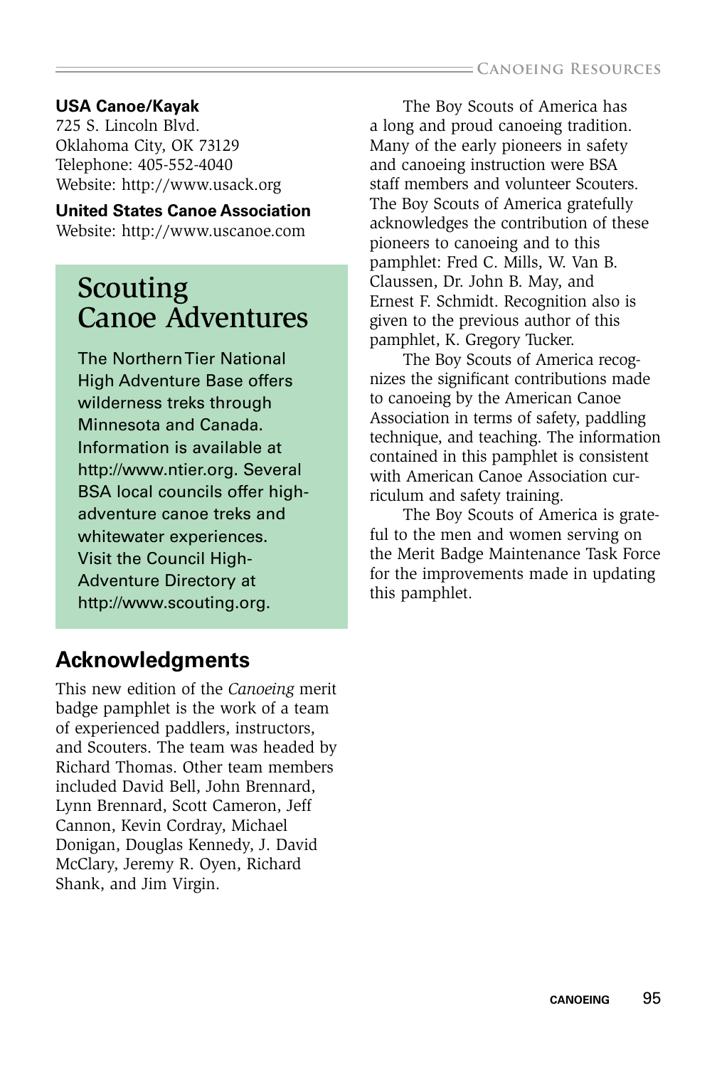**USA Canoe/Kayak**
725 S. Lincoln Blvd.
Oklahoma City, OK 73129
Telephone: 405-552-4040
Website: http://www.usack.org

**United States Canoe Association**
Website: http://www.uscanoe.com

## Scouting Canoe Adventures

The Northern Tier National High Adventure Base offers wilderness treks through Minnesota and Canada. Information is available at http://www.ntier.org. Several BSA local councils offer high-adventure canoe treks and whitewater experiences. Visit the Council High-Adventure Directory at http://www.scouting.org.

## Acknowledgments

This new edition of the *Canoeing* merit badge pamphlet is the work of a team of experienced paddlers, instructors, and Scouters. The team was headed by Richard Thomas. Other team members included David Bell, John Brennard, Lynn Brennard, Scott Cameron, Jeff Cannon, Kevin Cordray, Michael Donigan, Douglas Kennedy, J. David McClary, Jeremy R. Oyen, Richard Shank, and Jim Virgin.

The Boy Scouts of America has a long and proud canoeing tradition. Many of the early pioneers in safety and canoeing instruction were BSA staff members and volunteer Scouters. The Boy Scouts of America gratefully acknowledges the contribution of these pioneers to canoeing and to this pamphlet: Fred C. Mills, W. Van B. Claussen, Dr. John B. May, and Ernest F. Schmidt. Recognition also is given to the previous author of this pamphlet, K. Gregory Tucker.

The Boy Scouts of America recognizes the significant contributions made to canoeing by the American Canoe Association in terms of safety, paddling technique, and teaching. The information contained in this pamphlet is consistent with American Canoe Association curriculum and safety training.

The Boy Scouts of America is grateful to the men and women serving on the Merit Badge Maintenance Task Force for the improvements made in updating this pamphlet.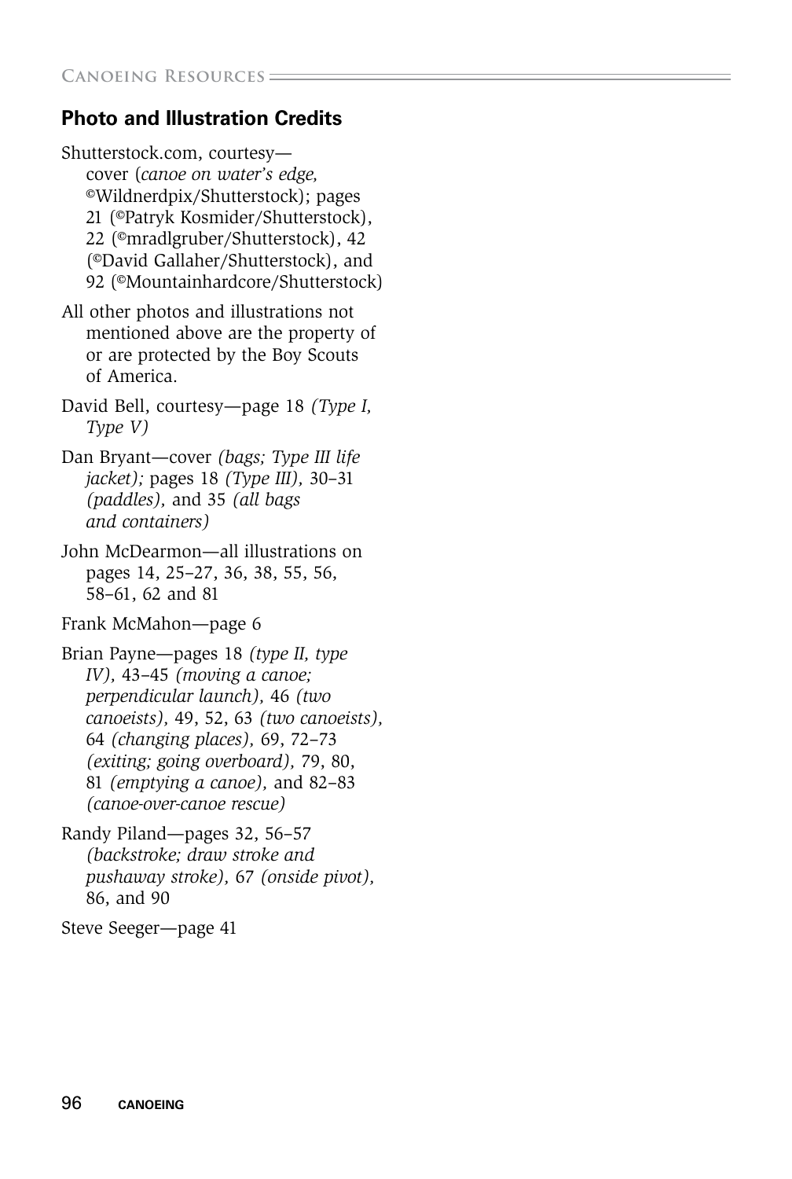## Photo and Illustration Credits

Shutterstock.com, courtesy—cover (*canoe on water's edge,* ©Wildnerdpix/Shutterstock); pages 21 (©Patryk Kosmider/Shutterstock), 22 (©mradlgruber/Shutterstock), 42 (©David Gallaher/Shutterstock), and 92 (©Mountainhardcore/Shutterstock)

All other photos and illustrations not mentioned above are the property of or are protected by the Boy Scouts of America.

David Bell, courtesy—page 18 *(Type I, Type V)*

Dan Bryant—cover *(bags; Type III life jacket);* pages 18 *(Type III),* 30–31 *(paddles),* and 35 *(all bags and containers)*

John McDearmon—all illustrations on pages 14, 25–27, 36, 38, 55, 56, 58–61, 62 and 81

Frank McMahon—page 6

Brian Payne—pages 18 *(type II, type IV),* 43–45 *(moving a canoe; perpendicular launch),* 46 *(two canoeists),* 49, 52, 63 *(two canoeists),* 64 *(changing places),* 69, 72–73 *(exiting; going overboard),* 79, 80, 81 *(emptying a canoe),* and 82–83 *(canoe-over-canoe rescue)*

Randy Piland—pages 32, 56–57 *(backstroke; draw stroke and pushaway stroke),* 67 *(onside pivot),* 86, and 90

Steve Seeger—page 41